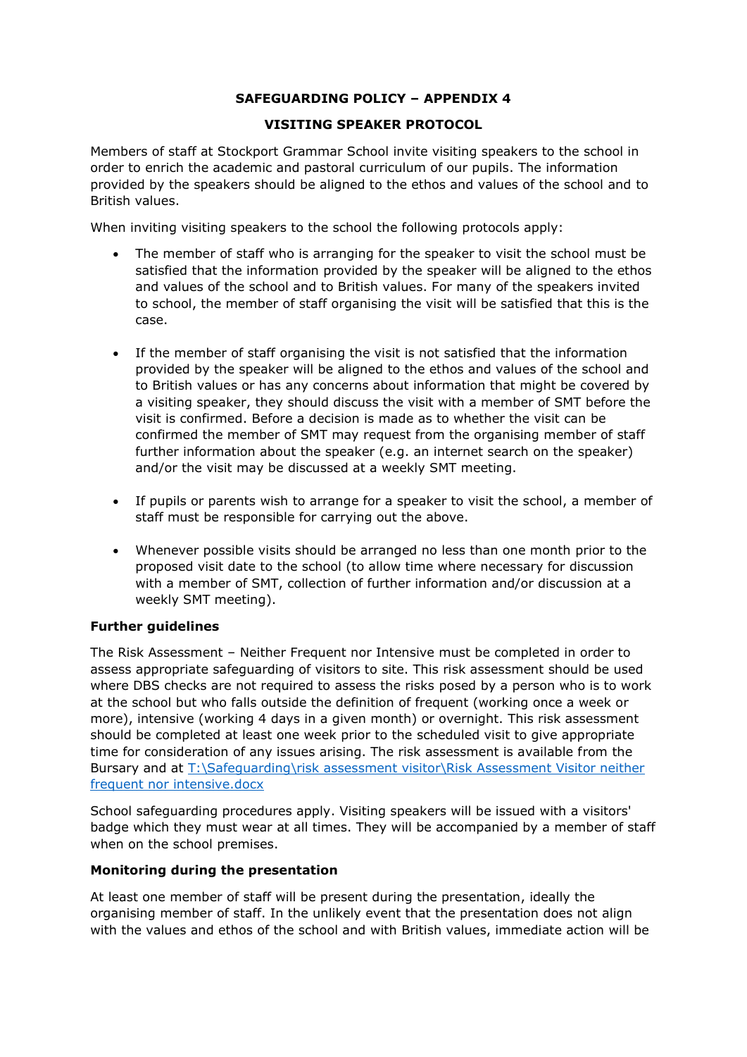# SAFEGUARDING POLICY – APPENDIX 4

## VISITING SPEAKER PROTOCOL

Members of staff at Stockport Grammar School invite visiting speakers to the school in order to enrich the academic and pastoral curriculum of our pupils. The information provided by the speakers should be aligned to the ethos and values of the school and to British values.

When inviting visiting speakers to the school the following protocols apply:

- The member of staff who is arranging for the speaker to visit the school must be satisfied that the information provided by the speaker will be aligned to the ethos and values of the school and to British values. For many of the speakers invited to school, the member of staff organising the visit will be satisfied that this is the case.

- If the member of staff organising the visit is not satisfied that the information provided by the speaker will be aligned to the ethos and values of the school and to British values or has any concerns about information that might be covered by a visiting speaker, they should discuss the visit with a member of SMT before the visit is confirmed. Before a decision is made as to whether the visit can be confirmed the member of SMT may request from the organising member of staff further information about the speaker (e.g. an internet search on the speaker) and/or the visit may be discussed at a weekly SMT meeting.

- If pupils or parents wish to arrange for a speaker to visit the school, a member of staff must be responsible for carrying out the above.

- Whenever possible visits should be arranged no less than one month prior to the proposed visit date to the school (to allow time where necessary for discussion with a member of SMT, collection of further information and/or discussion at a weekly SMT meeting).

### Further guidelines

The Risk Assessment – Neither Frequent nor Intensive must be completed in order to assess appropriate safeguarding of visitors to site. This risk assessment should be used where DBS checks are not required to assess the risks posed by a person who is to work at the school but who falls outside the definition of frequent (working once a week or more), intensive (working 4 days in a given month) or overnight. This risk assessment should be completed at least one week prior to the scheduled visit to give appropriate time for consideration of any issues arising. The risk assessment is available from the Bursary and at T:\Safeguarding\risk assessment visitor\Risk Assessment Visitor neither frequent nor intensive.docx

School safeguarding procedures apply. Visiting speakers will be issued with a visitors' badge which they must wear at all times. They will be accompanied by a member of staff when on the school premises.

### Monitoring during the presentation

At least one member of staff will be present during the presentation, ideally the organising member of staff. In the unlikely event that the presentation does not align with the values and ethos of the school and with British values, immediate action will be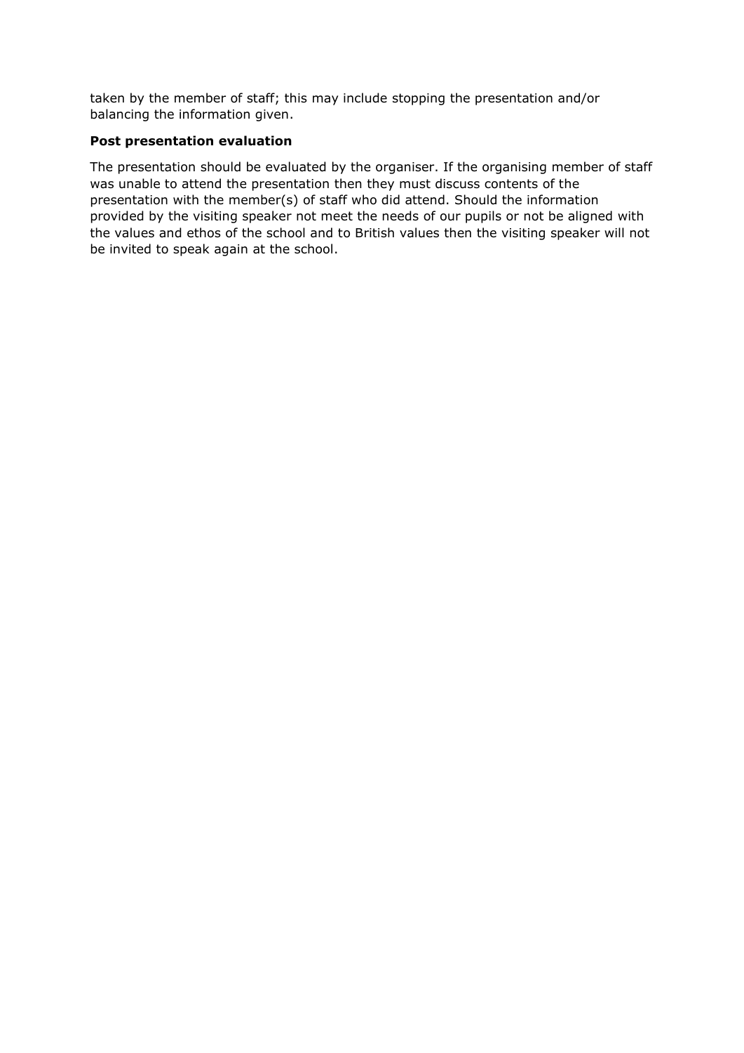taken by the member of staff; this may include stopping the presentation and/or balancing the information given.

**Post presentation evaluation**

The presentation should be evaluated by the organiser. If the organising member of staff was unable to attend the presentation then they must discuss contents of the presentation with the member(s) of staff who did attend. Should the information provided by the visiting speaker not meet the needs of our pupils or not be aligned with the values and ethos of the school and to British values then the visiting speaker will not be invited to speak again at the school.